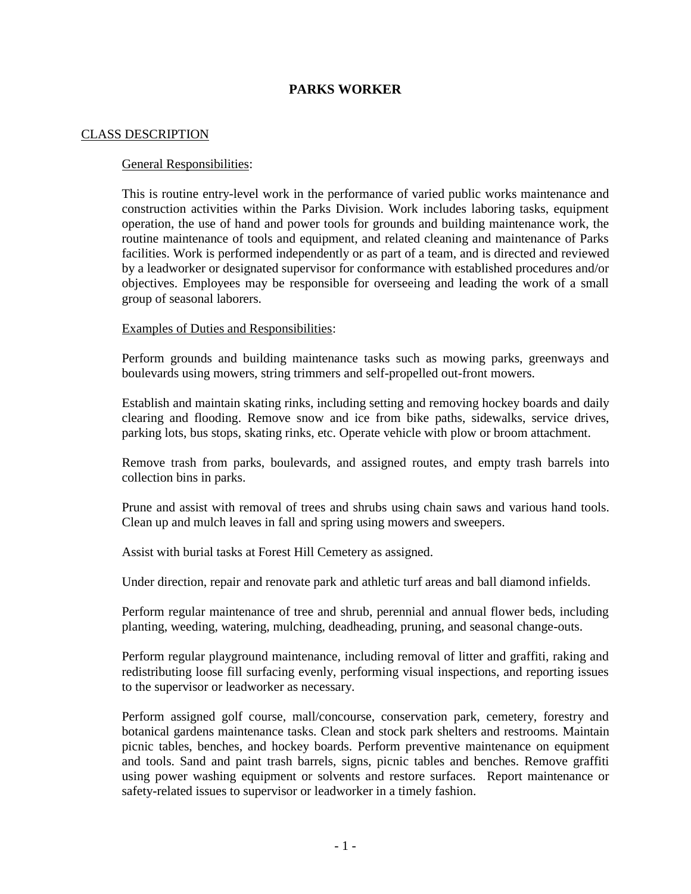# PARKS WORKER

## CLASS DESCRIPTION

### General Responsibilities:

This is routine entry-level work in the performance of varied public works maintenance and construction activities within the Parks Division. Work includes laboring tasks, equipment operation, the use of hand and power tools for grounds and building maintenance work, the routine maintenance of tools and equipment, and related cleaning and maintenance of Parks facilities. Work is performed independently or as part of a team, and is directed and reviewed by a leadworker or designated supervisor for conformance with established procedures and/or objectives. Employees may be responsible for overseeing and leading the work of a small group of seasonal laborers.

### Examples of Duties and Responsibilities:

Perform grounds and building maintenance tasks such as mowing parks, greenways and boulevards using mowers, string trimmers and self-propelled out-front mowers.

Establish and maintain skating rinks, including setting and removing hockey boards and daily clearing and flooding. Remove snow and ice from bike paths, sidewalks, service drives, parking lots, bus stops, skating rinks, etc. Operate vehicle with plow or broom attachment.

Remove trash from parks, boulevards, and assigned routes, and empty trash barrels into collection bins in parks.

Prune and assist with removal of trees and shrubs using chain saws and various hand tools. Clean up and mulch leaves in fall and spring using mowers and sweepers.

Assist with burial tasks at Forest Hill Cemetery as assigned.

Under direction, repair and renovate park and athletic turf areas and ball diamond infields.

Perform regular maintenance of tree and shrub, perennial and annual flower beds, including planting, weeding, watering, mulching, deadheading, pruning, and seasonal change-outs.

Perform regular playground maintenance, including removal of litter and graffiti, raking and redistributing loose fill surfacing evenly, performing visual inspections, and reporting issues to the supervisor or leadworker as necessary.

Perform assigned golf course, mall/concourse, conservation park, cemetery, forestry and botanical gardens maintenance tasks. Clean and stock park shelters and restrooms. Maintain picnic tables, benches, and hockey boards. Perform preventive maintenance on equipment and tools. Sand and paint trash barrels, signs, picnic tables and benches. Remove graffiti using power washing equipment or solvents and restore surfaces. Report maintenance or safety-related issues to supervisor or leadworker in a timely fashion.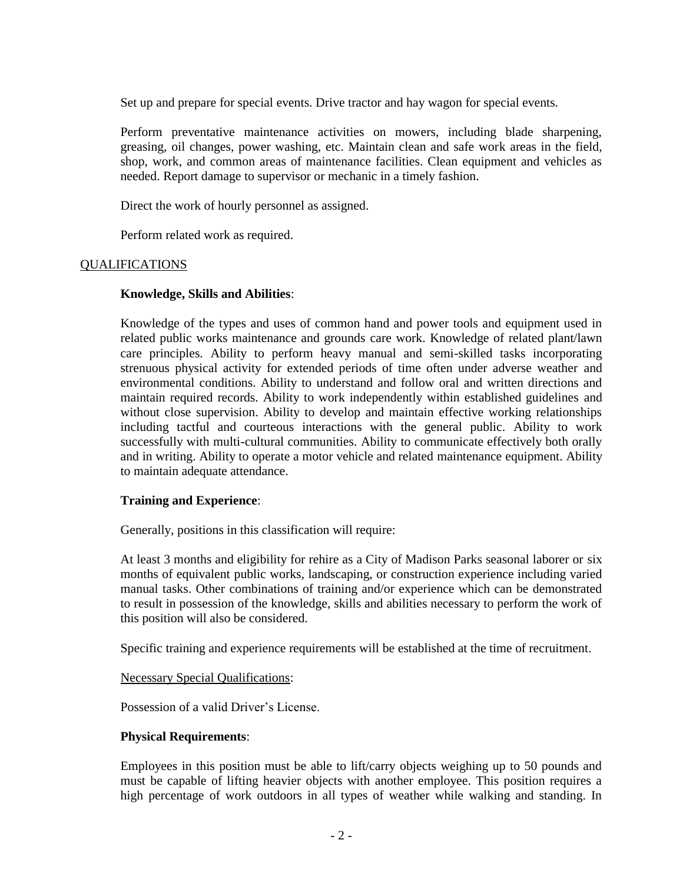Set up and prepare for special events. Drive tractor and hay wagon for special events.

Perform preventative maintenance activities on mowers, including blade sharpening, greasing, oil changes, power washing, etc. Maintain clean and safe work areas in the field, shop, work, and common areas of maintenance facilities. Clean equipment and vehicles as needed. Report damage to supervisor or mechanic in a timely fashion.

Direct the work of hourly personnel as assigned.

Perform related work as required.

## QUALIFICATIONS

**Knowledge, Skills and Abilities**:

Knowledge of the types and uses of common hand and power tools and equipment used in related public works maintenance and grounds care work. Knowledge of related plant/lawn care principles. Ability to perform heavy manual and semi-skilled tasks incorporating strenuous physical activity for extended periods of time often under adverse weather and environmental conditions. Ability to understand and follow oral and written directions and maintain required records. Ability to work independently within established guidelines and without close supervision. Ability to develop and maintain effective working relationships including tactful and courteous interactions with the general public. Ability to work successfully with multi-cultural communities. Ability to communicate effectively both orally and in writing. Ability to operate a motor vehicle and related maintenance equipment. Ability to maintain adequate attendance.

**Training and Experience**:

Generally, positions in this classification will require:

At least 3 months and eligibility for rehire as a City of Madison Parks seasonal laborer or six months of equivalent public works, landscaping, or construction experience including varied manual tasks. Other combinations of training and/or experience which can be demonstrated to result in possession of the knowledge, skills and abilities necessary to perform the work of this position will also be considered.

Specific training and experience requirements will be established at the time of recruitment.

Necessary Special Qualifications:

Possession of a valid Driver's License.

**Physical Requirements**:

Employees in this position must be able to lift/carry objects weighing up to 50 pounds and must be capable of lifting heavier objects with another employee. This position requires a high percentage of work outdoors in all types of weather while walking and standing. In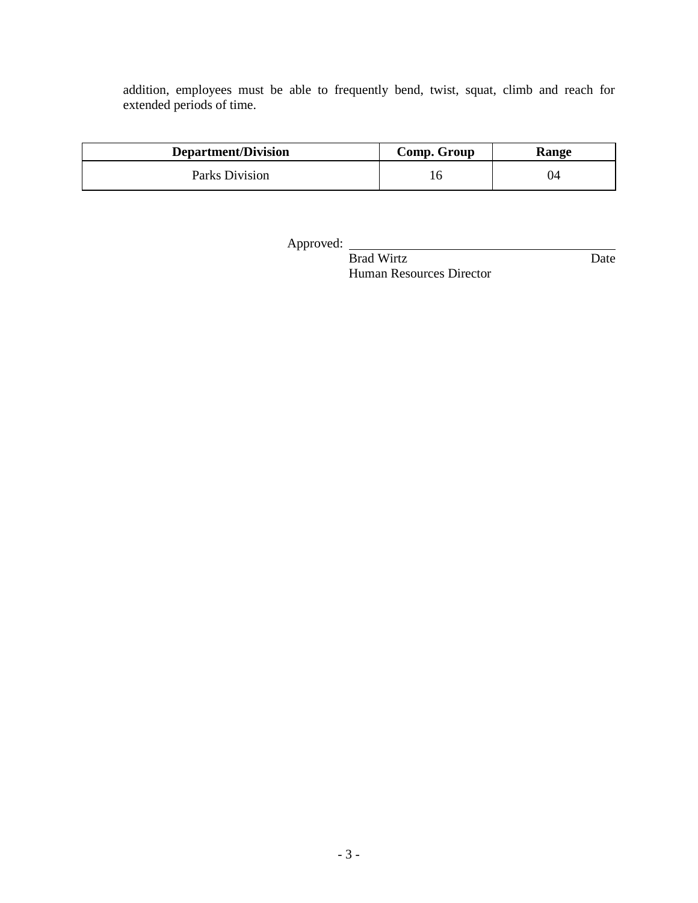addition, employees must be able to frequently bend, twist, squat, climb and reach for extended periods of time.

| Department/Division | Comp. Group | Range |
| --- | --- | --- |
| Parks Division | 16 | 04 |

Approved: ______________________________

Brad Wirtz — Date

Human Resources Director